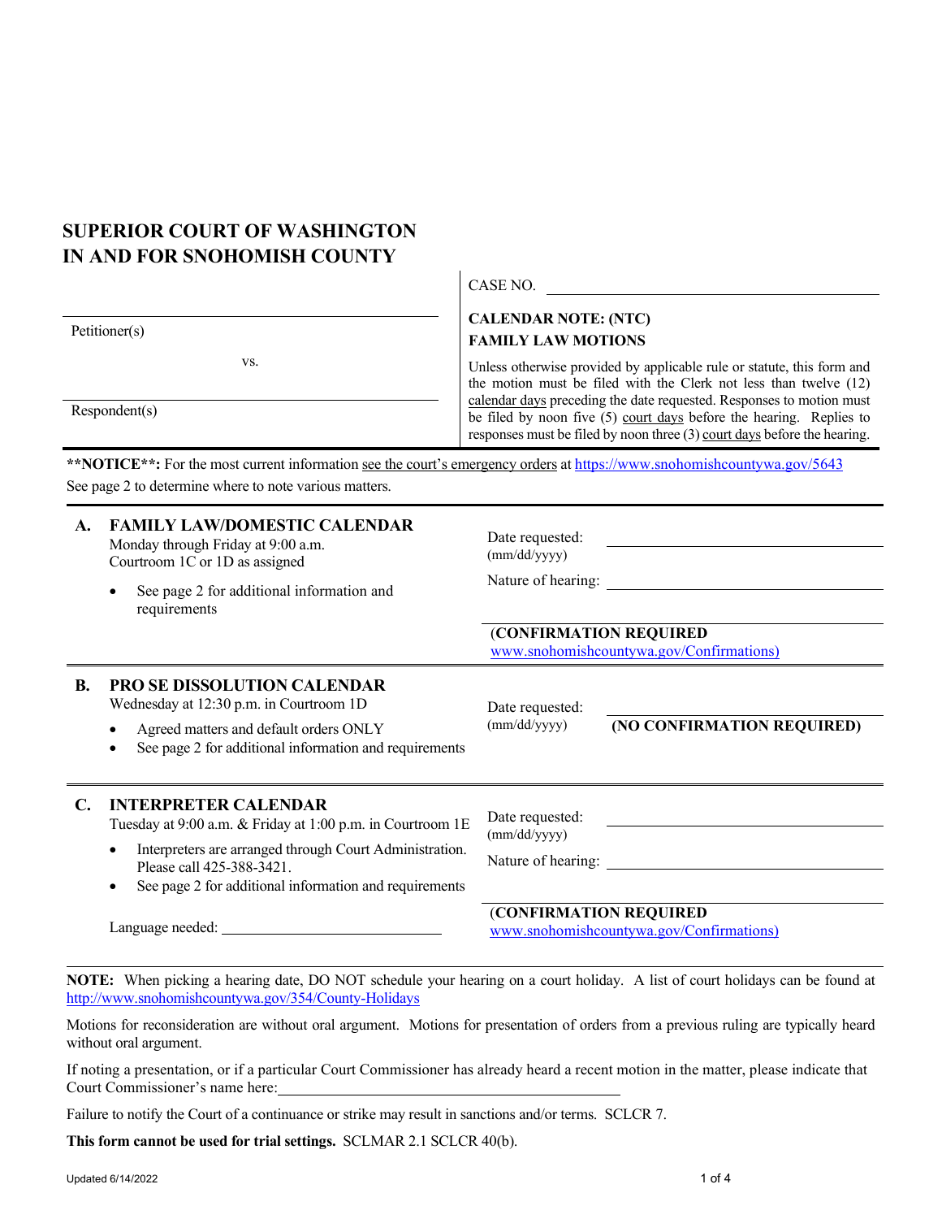# SUPERIOR COURT OF WASHINGTON IN AND FOR SNOHOMISH COUNTY

Petitioner(s)

vs.

Respondent(s)

CASE NO. ______________________

**CALENDAR NOTE: (NTC)**
**FAMILY LAW MOTIONS**

Unless otherwise provided by applicable rule or statute, this form and the motion must be filed with the Clerk not less than twelve (12) calendar days preceding the date requested. Responses to motion must be filed by noon five (5) court days before the hearing. Replies to responses must be filed by noon three (3) court days before the hearing.

**\*\*NOTICE\*\*:** For the most current information see the court's emergency orders at https://www.snohomishcountywa.gov/5643
See page 2 to determine where to note various matters.

## A. FAMILY LAW/DOMESTIC CALENDAR

Monday through Friday at 9:00 a.m.
Courtroom 1C or 1D as assigned

- See page 2 for additional information and requirements

Date requested: ______________________
(mm/dd/yyyy)

Nature of hearing: ______________________

(**CONFIRMATION REQUIRED**
www.snohomishcountywa.gov/Confirmations)

## B. PRO SE DISSOLUTION CALENDAR

Wednesday at 12:30 p.m. in Courtroom 1D

- Agreed matters and default orders ONLY
- See page 2 for additional information and requirements

Date requested: ______________________
(mm/dd/yyyy)

**(NO CONFIRMATION REQUIRED)**

## C. INTERPRETER CALENDAR

Tuesday at 9:00 a.m. & Friday at 1:00 p.m. in Courtroom 1E

- Interpreters are arranged through Court Administration. Please call 425-388-3421.
- See page 2 for additional information and requirements

Language needed: ______________________

Date requested: ______________________
(mm/dd/yyyy)

Nature of hearing: ______________________

(**CONFIRMATION REQUIRED**
www.snohomishcountywa.gov/Confirmations)

**NOTE:** When picking a hearing date, DO NOT schedule your hearing on a court holiday. A list of court holidays can be found at http://www.snohomishcountywa.gov/354/County-Holidays

Motions for reconsideration are without oral argument. Motions for presentation of orders from a previous ruling are typically heard without oral argument.

If noting a presentation, or if a particular Court Commissioner has already heard a recent motion in the matter, please indicate that Court Commissioner's name here: ______________________

Failure to notify the Court of a continuance or strike may result in sanctions and/or terms. SCLCR 7.

**This form cannot be used for trial settings.** SCLMAR 2.1 SCLCR 40(b).

Updated 6/14/2022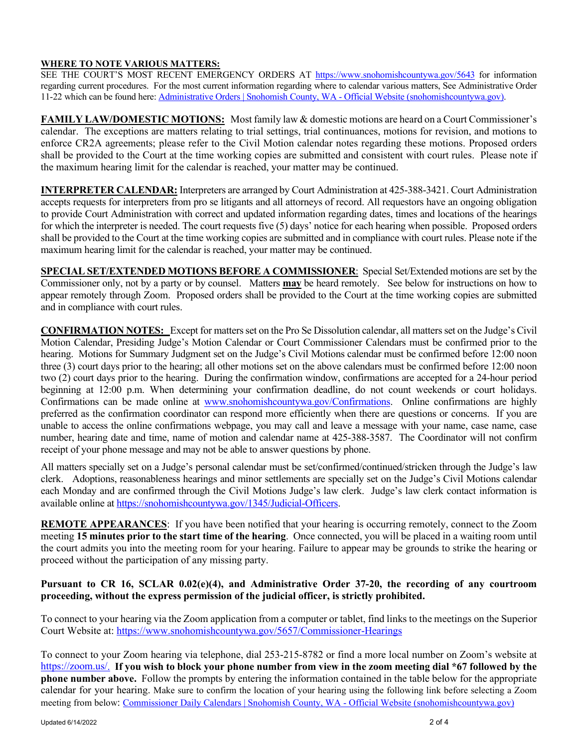**WHERE TO NOTE VARIOUS MATTERS:**
SEE THE COURT'S MOST RECENT EMERGENCY ORDERS AT https://www.snohomishcountywa.gov/5643 for information regarding current procedures. For the most current information regarding where to calendar various matters, See Administrative Order 11-22 which can be found here: [Administrative Orders | Snohomish County, WA - Official Website (snohomishcountywa.gov)](Administrative Orders | Snohomish County, WA - Official Website (snohomishcountywa.gov)).

**FAMILY LAW/DOMESTIC MOTIONS:** Most family law & domestic motions are heard on a Court Commissioner's calendar. The exceptions are matters relating to trial settings, trial continuances, motions for revision, and motions to enforce CR2A agreements; please refer to the Civil Motion calendar notes regarding these motions. Proposed orders shall be provided to the Court at the time working copies are submitted and consistent with court rules. Please note if the maximum hearing limit for the calendar is reached, your matter may be continued.

**INTERPRETER CALENDAR:** Interpreters are arranged by Court Administration at 425-388-3421. Court Administration accepts requests for interpreters from pro se litigants and all attorneys of record. All requestors have an ongoing obligation to provide Court Administration with correct and updated information regarding dates, times and locations of the hearings for which the interpreter is needed. The court requests five (5) days' notice for each hearing when possible. Proposed orders shall be provided to the Court at the time working copies are submitted and in compliance with court rules. Please note if the maximum hearing limit for the calendar is reached, your matter may be continued.

**SPECIAL SET/EXTENDED MOTIONS BEFORE A COMMISSIONER**: Special Set/Extended motions are set by the Commissioner only, not by a party or by counsel. Matters **may** be heard remotely. See below for instructions on how to appear remotely through Zoom. Proposed orders shall be provided to the Court at the time working copies are submitted and in compliance with court rules.

**CONFIRMATION NOTES:** Except for matters set on the Pro Se Dissolution calendar, all matters set on the Judge's Civil Motion Calendar, Presiding Judge's Motion Calendar or Court Commissioner Calendars must be confirmed prior to the hearing. Motions for Summary Judgment set on the Judge's Civil Motions calendar must be confirmed before 12:00 noon three (3) court days prior to the hearing; all other motions set on the above calendars must be confirmed before 12:00 noon two (2) court days prior to the hearing. During the confirmation window, confirmations are accepted for a 24-hour period beginning at 12:00 p.m. When determining your confirmation deadline, do not count weekends or court holidays. Confirmations can be made online at www.snohomishcountywa.gov/Confirmations. Online confirmations are highly preferred as the confirmation coordinator can respond more efficiently when there are questions or concerns. If you are unable to access the online confirmations webpage, you may call and leave a message with your name, case name, case number, hearing date and time, name of motion and calendar name at 425-388-3587. The Coordinator will not confirm receipt of your phone message and may not be able to answer questions by phone.

All matters specially set on a Judge's personal calendar must be set/confirmed/continued/stricken through the Judge's law clerk. Adoptions, reasonableness hearings and minor settlements are specially set on the Judge's Civil Motions calendar each Monday and are confirmed through the Civil Motions Judge's law clerk. Judge's law clerk contact information is available online at https://snohomishcountywa.gov/1345/Judicial-Officers.

**REMOTE APPEARANCES**: If you have been notified that your hearing is occurring remotely, connect to the Zoom meeting **15 minutes prior to the start time of the hearing**. Once connected, you will be placed in a waiting room until the court admits you into the meeting room for your hearing. Failure to appear may be grounds to strike the hearing or proceed without the participation of any missing party.

**Pursuant to CR 16, SCLAR 0.02(e)(4), and Administrative Order 37-20, the recording of any courtroom proceeding, without the express permission of the judicial officer, is strictly prohibited.**

To connect to your hearing via the Zoom application from a computer or tablet, find links to the meetings on the Superior Court Website at: https://www.snohomishcountywa.gov/5657/Commissioner-Hearings

To connect to your Zoom hearing via telephone, dial 253-215-8782 or find a more local number on Zoom's website at https://zoom.us/. **If you wish to block your phone number from view in the zoom meeting dial *67 followed by the phone number above.** Follow the prompts by entering the information contained in the table below for the appropriate calendar for your hearing. Make sure to confirm the location of your hearing using the following link before selecting a Zoom meeting from below: Commissioner Daily Calendars | Snohomish County, WA - Official Website (snohomishcountywa.gov)

Updated 6/14/2022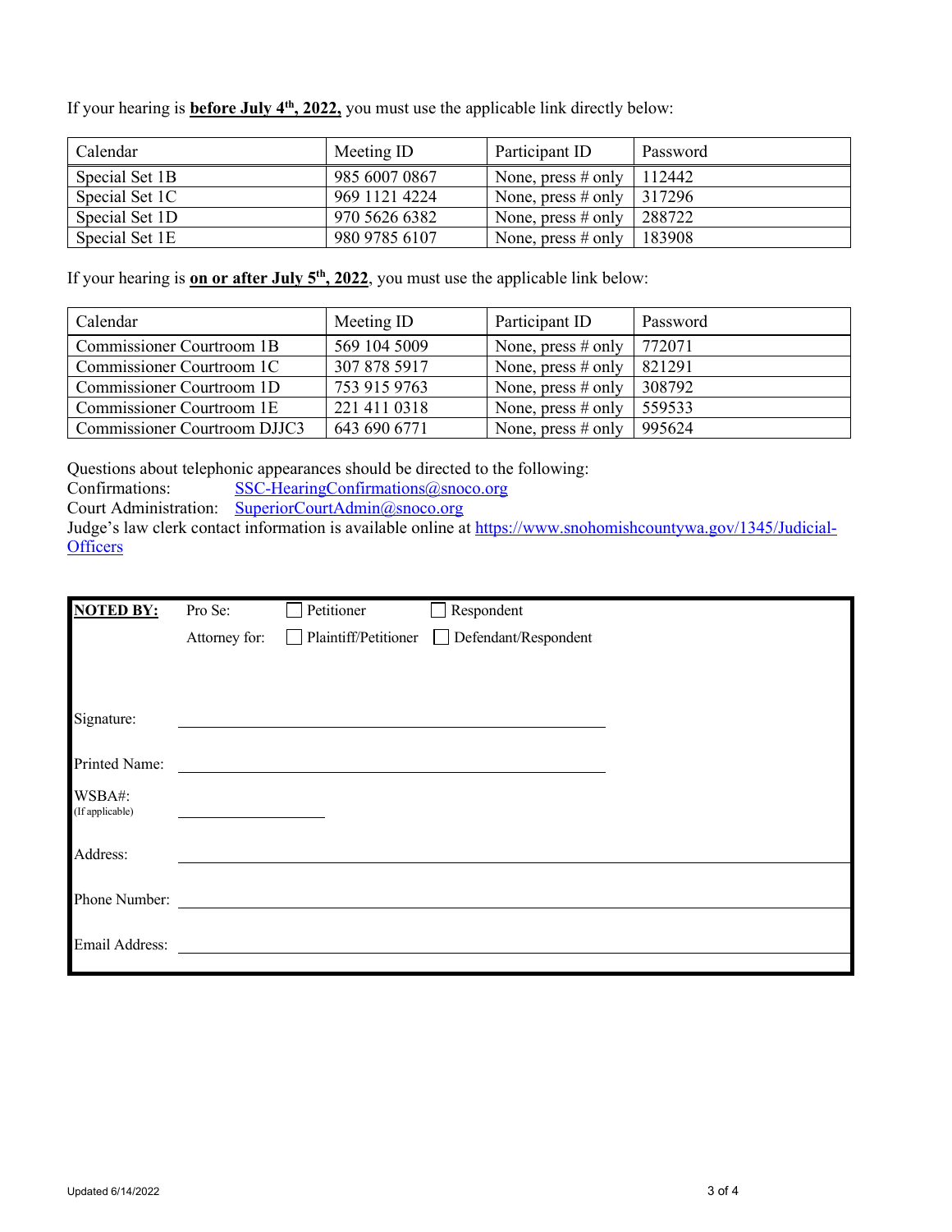If your hearing is **before July 4th, 2022,** you must use the applicable link directly below:

| Calendar | Meeting ID | Participant ID | Password |
|---|---|---|---|
| Special Set 1B | 985 6007 0867 | None, press # only | 112442 |
| Special Set 1C | 969 1121 4224 | None, press # only | 317296 |
| Special Set 1D | 970 5626 6382 | None, press # only | 288722 |
| Special Set 1E | 980 9785 6107 | None, press # only | 183908 |

If your hearing is **on or after July 5th, 2022**, you must use the applicable link below:

| Calendar | Meeting ID | Participant ID | Password |
|---|---|---|---|
| Commissioner Courtroom 1B | 569 104 5009 | None, press # only | 772071 |
| Commissioner Courtroom 1C | 307 878 5917 | None, press # only | 821291 |
| Commissioner Courtroom 1D | 753 915 9763 | None, press # only | 308792 |
| Commissioner Courtroom 1E | 221 411 0318 | None, press # only | 559533 |
| Commissioner Courtroom DJJC3 | 643 690 6771 | None, press # only | 995624 |

Questions about telephonic appearances should be directed to the following:
Confirmations: SSC-HearingConfirmations@snoco.org
Court Administration: SuperiorCourtAdmin@snoco.org
Judge's law clerk contact information is available online at https://www.snohomishcountywa.gov/1345/Judicial-Officers

**NOTED BY:** Pro Se: ☐ Petitioner ☐ Respondent

Attorney for: ☐ Plaintiff/Petitioner ☐ Defendant/Respondent

Signature: ______________________________

Printed Name: ______________________________

WSBA#: (If applicable) ______________

Address: ______________________________

Phone Number: ______________________________

Email Address: ______________________________

Updated 6/14/2022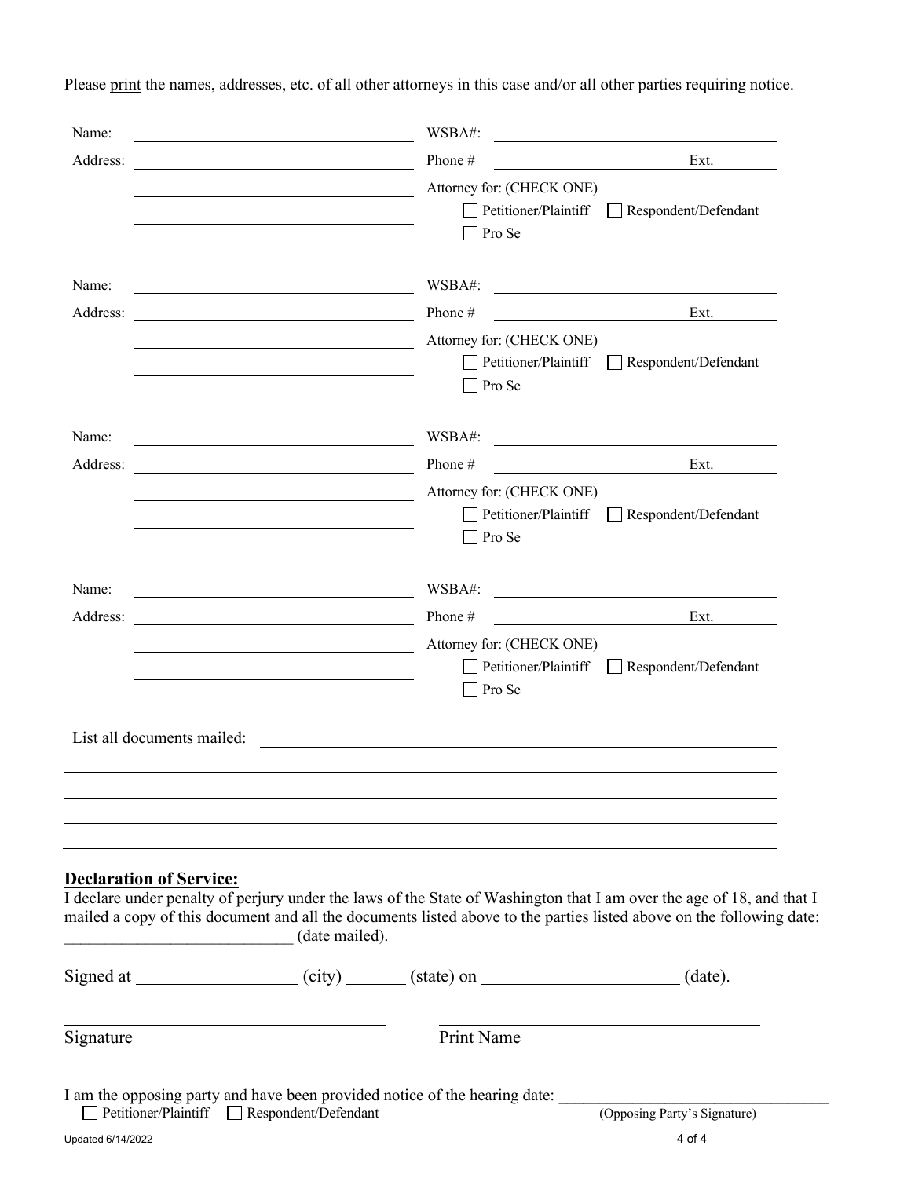Please <u>print</u> the names, addresses, etc. of all other attorneys in this case and/or all other parties requiring notice.

Name: ______________________________ WSBA#: ______________________________

Address: ______________________________ Phone # ______________________ Ext. ________

______________________________ Attorney for: (CHECK ONE)

______________________________ ☐ Petitioner/Plaintiff ☐ Respondent/Defendant

☐ Pro Se

Name: ______________________________ WSBA#: ______________________________

Address: ______________________________ Phone # ______________________ Ext. ________

______________________________ Attorney for: (CHECK ONE)

______________________________ ☐ Petitioner/Plaintiff ☐ Respondent/Defendant

☐ Pro Se

Name: ______________________________ WSBA#: ______________________________

Address: ______________________________ Phone # ______________________ Ext. ________

______________________________ Attorney for: (CHECK ONE)

______________________________ ☐ Petitioner/Plaintiff ☐ Respondent/Defendant

☐ Pro Se

Name: ______________________________ WSBA#: ______________________________

Address: ______________________________ Phone # ______________________ Ext. ________

______________________________ Attorney for: (CHECK ONE)

______________________________ ☐ Petitioner/Plaintiff ☐ Respondent/Defendant

☐ Pro Se

List all documents mailed: ____________________________________________

____________________________________________________________

____________________________________________________________

____________________________________________________________

____________________________________________________________

**<u>Declaration of Service:</u>**

I declare under penalty of perjury under the laws of the State of Washington that I am over the age of 18, and that I mailed a copy of this document and all the documents listed above to the parties listed above on the following date: ____________________________ (date mailed).

Signed at __________________ (city) _______ (state) on ______________________ (date).

______________________________________ ______________________________________

Signature Print Name

I am the opposing party and have been provided notice of the hearing date: ________________________________

☐ Petitioner/Plaintiff ☐ Respondent/Defendant (Opposing Party's Signature)

Updated 6/14/2022